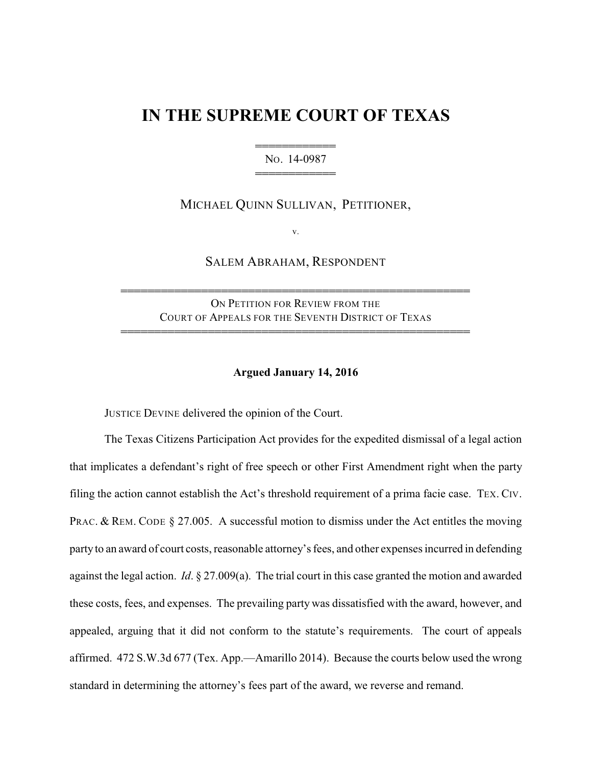# IN THE SUPREME COURT OF TEXAS

═══════════
NO. 14-0987
═══════════

MICHAEL QUINN SULLIVAN, PETITIONER,

v.

SALEM ABRAHAM, RESPONDENT

══════════════════════════════════════════════
ON PETITION FOR REVIEW FROM THE
COURT OF APPEALS FOR THE SEVENTH DISTRICT OF TEXAS
══════════════════════════════════════════════

**Argued January 14, 2016**

JUSTICE DEVINE delivered the opinion of the Court.

The Texas Citizens Participation Act provides for the expedited dismissal of a legal action that implicates a defendant's right of free speech or other First Amendment right when the party filing the action cannot establish the Act's threshold requirement of a prima facie case. TEX. CIV. PRAC. & REM. CODE § 27.005. A successful motion to dismiss under the Act entitles the moving party to an award of court costs, reasonable attorney's fees, and other expenses incurred in defending against the legal action. *Id*. § 27.009(a). The trial court in this case granted the motion and awarded these costs, fees, and expenses. The prevailing party was dissatisfied with the award, however, and appealed, arguing that it did not conform to the statute's requirements. The court of appeals affirmed. 472 S.W.3d 677 (Tex. App.—Amarillo 2014). Because the courts below used the wrong standard in determining the attorney's fees part of the award, we reverse and remand.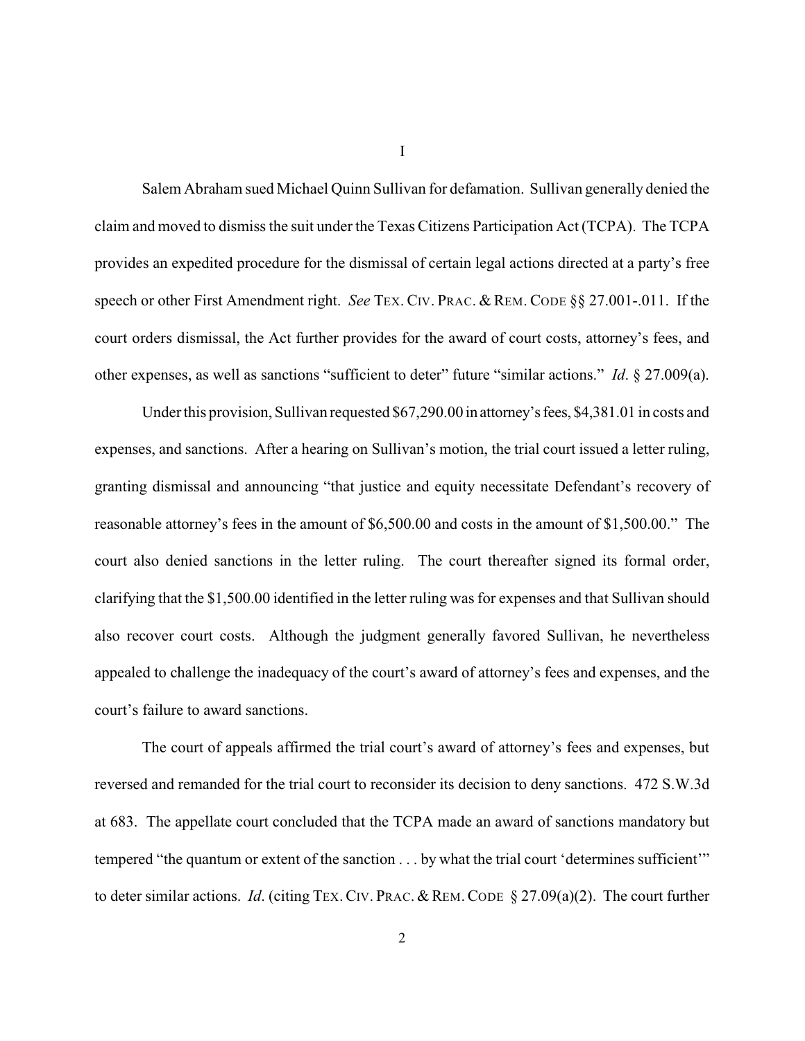# I

Salem Abraham sued Michael Quinn Sullivan for defamation. Sullivan generally denied the claim and moved to dismiss the suit under the Texas Citizens Participation Act (TCPA). The TCPA provides an expedited procedure for the dismissal of certain legal actions directed at a party's free speech or other First Amendment right. *See* TEX. CIV. PRAC. & REM. CODE §§ 27.001-.011. If the court orders dismissal, the Act further provides for the award of court costs, attorney's fees, and other expenses, as well as sanctions "sufficient to deter" future "similar actions." *Id*. § 27.009(a).

Under this provision, Sullivan requested $67,290.00 in attorney's fees, $4,381.01 in costs and expenses, and sanctions. After a hearing on Sullivan's motion, the trial court issued a letter ruling, granting dismissal and announcing "that justice and equity necessitate Defendant's recovery of reasonable attorney's fees in the amount of $6,500.00 and costs in the amount of $1,500.00." The court also denied sanctions in the letter ruling. The court thereafter signed its formal order, clarifying that the $1,500.00 identified in the letter ruling was for expenses and that Sullivan should also recover court costs. Although the judgment generally favored Sullivan, he nevertheless appealed to challenge the inadequacy of the court's award of attorney's fees and expenses, and the court's failure to award sanctions.

The court of appeals affirmed the trial court's award of attorney's fees and expenses, but reversed and remanded for the trial court to reconsider its decision to deny sanctions. 472 S.W.3d at 683. The appellate court concluded that the TCPA made an award of sanctions mandatory but tempered "the quantum or extent of the sanction . . . by what the trial court 'determines sufficient'" to deter similar actions. *Id*. (citing TEX. CIV. PRAC. & REM. CODE § 27.09(a)(2). The court further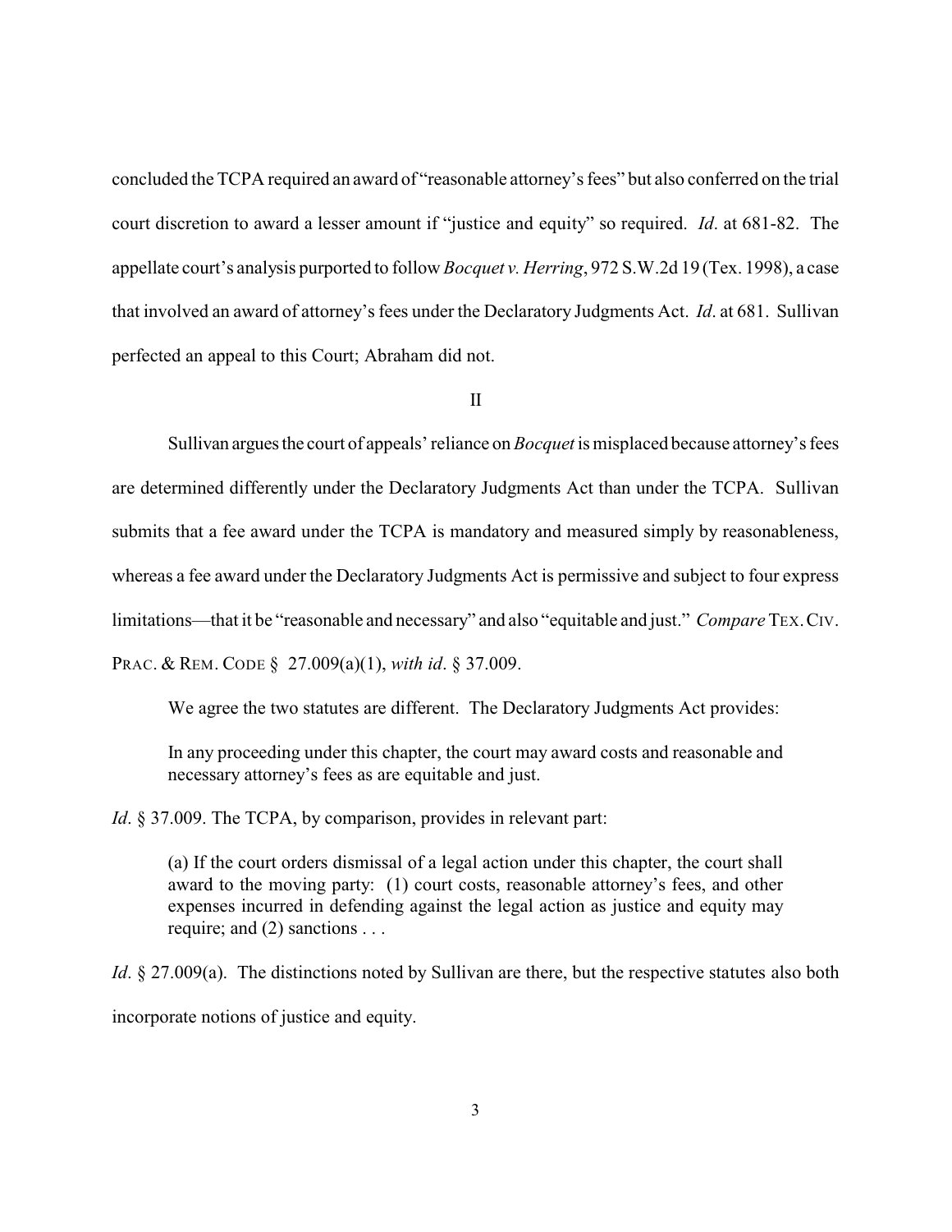concluded the TCPA required an award of "reasonable attorney's fees" but also conferred on the trial court discretion to award a lesser amount if "justice and equity" so required. *Id*. at 681-82. The appellate court's analysis purported to follow *Bocquet v. Herring*, 972 S.W.2d 19 (Tex. 1998), a case that involved an award of attorney's fees under the Declaratory Judgments Act. *Id*. at 681. Sullivan perfected an appeal to this Court; Abraham did not.

## II

Sullivan argues the court of appeals' reliance on *Bocquet* is misplaced because attorney's fees are determined differently under the Declaratory Judgments Act than under the TCPA. Sullivan submits that a fee award under the TCPA is mandatory and measured simply by reasonableness, whereas a fee award under the Declaratory Judgments Act is permissive and subject to four express limitations—that it be "reasonable and necessary" and also "equitable and just." *Compare* TEX. CIV. PRAC. & REM. CODE § 27.009(a)(1), *with id*. § 37.009.

We agree the two statutes are different. The Declaratory Judgments Act provides:

> In any proceeding under this chapter, the court may award costs and reasonable and necessary attorney's fees as are equitable and just.

*Id*. § 37.009. The TCPA, by comparison, provides in relevant part:

> (a) If the court orders dismissal of a legal action under this chapter, the court shall award to the moving party: (1) court costs, reasonable attorney's fees, and other expenses incurred in defending against the legal action as justice and equity may require; and (2) sanctions . . .

*Id*. § 27.009(a). The distinctions noted by Sullivan are there, but the respective statutes also both incorporate notions of justice and equity.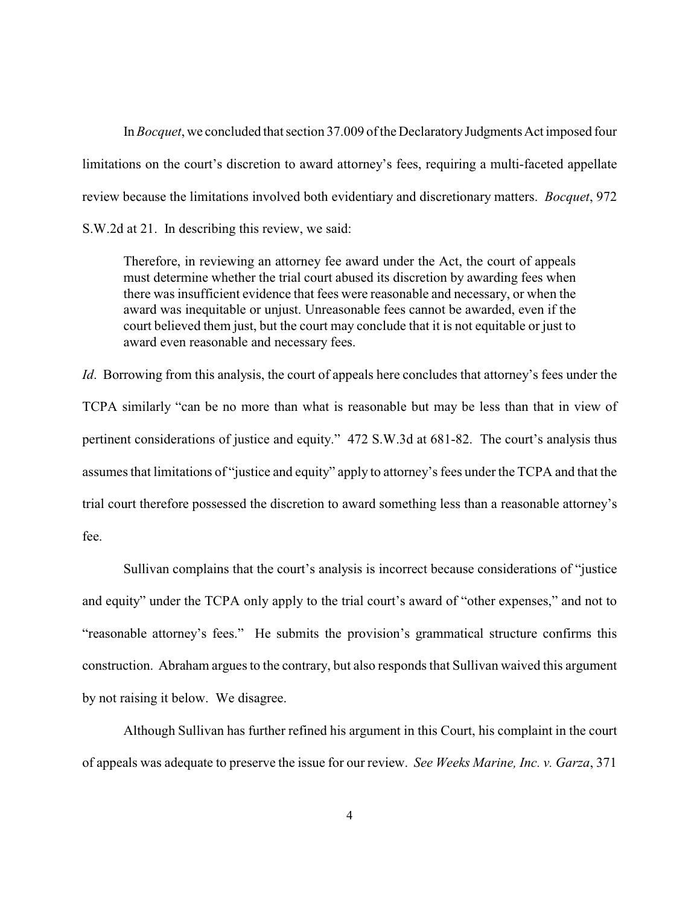In *Bocquet*, we concluded that section 37.009 of the Declaratory Judgments Act imposed four limitations on the court's discretion to award attorney's fees, requiring a multi-faceted appellate review because the limitations involved both evidentiary and discretionary matters. *Bocquet*, 972 S.W.2d at 21. In describing this review, we said:

> Therefore, in reviewing an attorney fee award under the Act, the court of appeals must determine whether the trial court abused its discretion by awarding fees when there was insufficient evidence that fees were reasonable and necessary, or when the award was inequitable or unjust. Unreasonable fees cannot be awarded, even if the court believed them just, but the court may conclude that it is not equitable or just to award even reasonable and necessary fees.

*Id*. Borrowing from this analysis, the court of appeals here concludes that attorney's fees under the TCPA similarly "can be no more than what is reasonable but may be less than that in view of pertinent considerations of justice and equity." 472 S.W.3d at 681-82. The court's analysis thus assumes that limitations of "justice and equity" apply to attorney's fees under the TCPA and that the trial court therefore possessed the discretion to award something less than a reasonable attorney's fee.

Sullivan complains that the court's analysis is incorrect because considerations of "justice and equity" under the TCPA only apply to the trial court's award of "other expenses," and not to "reasonable attorney's fees." He submits the provision's grammatical structure confirms this construction. Abraham argues to the contrary, but also responds that Sullivan waived this argument by not raising it below. We disagree.

Although Sullivan has further refined his argument in this Court, his complaint in the court of appeals was adequate to preserve the issue for our review. *See Weeks Marine, Inc. v. Garza*, 371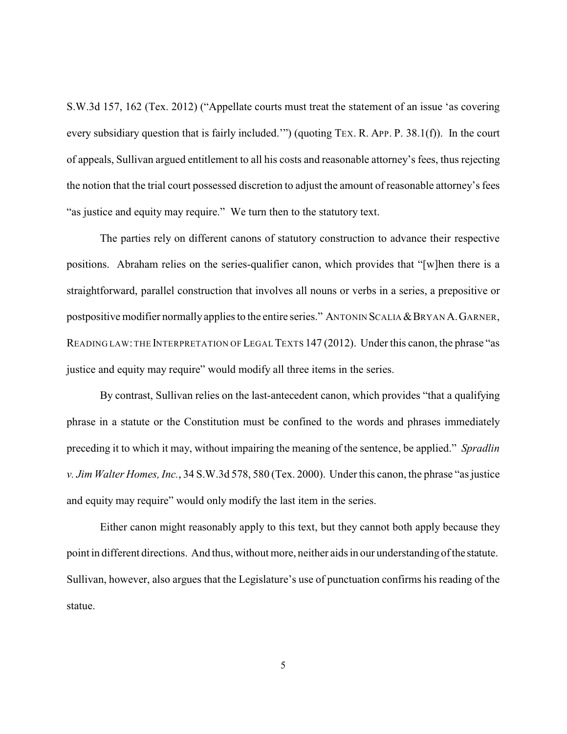S.W.3d 157, 162 (Tex. 2012) ("Appellate courts must treat the statement of an issue 'as covering every subsidiary question that is fairly included.'") (quoting TEX. R. APP. P. 38.1(f)). In the court of appeals, Sullivan argued entitlement to all his costs and reasonable attorney's fees, thus rejecting the notion that the trial court possessed discretion to adjust the amount of reasonable attorney's fees "as justice and equity may require." We turn then to the statutory text.

The parties rely on different canons of statutory construction to advance their respective positions. Abraham relies on the series-qualifier canon, which provides that "[w]hen there is a straightforward, parallel construction that involves all nouns or verbs in a series, a prepositive or postpositive modifier normally applies to the entire series." ANTONIN SCALIA & BRYAN A. GARNER, READING LAW: THE INTERPRETATION OF LEGAL TEXTS 147 (2012). Under this canon, the phrase "as justice and equity may require" would modify all three items in the series.

By contrast, Sullivan relies on the last-antecedent canon, which provides "that a qualifying phrase in a statute or the Constitution must be confined to the words and phrases immediately preceding it to which it may, without impairing the meaning of the sentence, be applied." *Spradlin v. Jim Walter Homes, Inc.*, 34 S.W.3d 578, 580 (Tex. 2000). Under this canon, the phrase "as justice and equity may require" would only modify the last item in the series.

Either canon might reasonably apply to this text, but they cannot both apply because they point in different directions. And thus, without more, neither aids in our understanding of the statute. Sullivan, however, also argues that the Legislature's use of punctuation confirms his reading of the statue.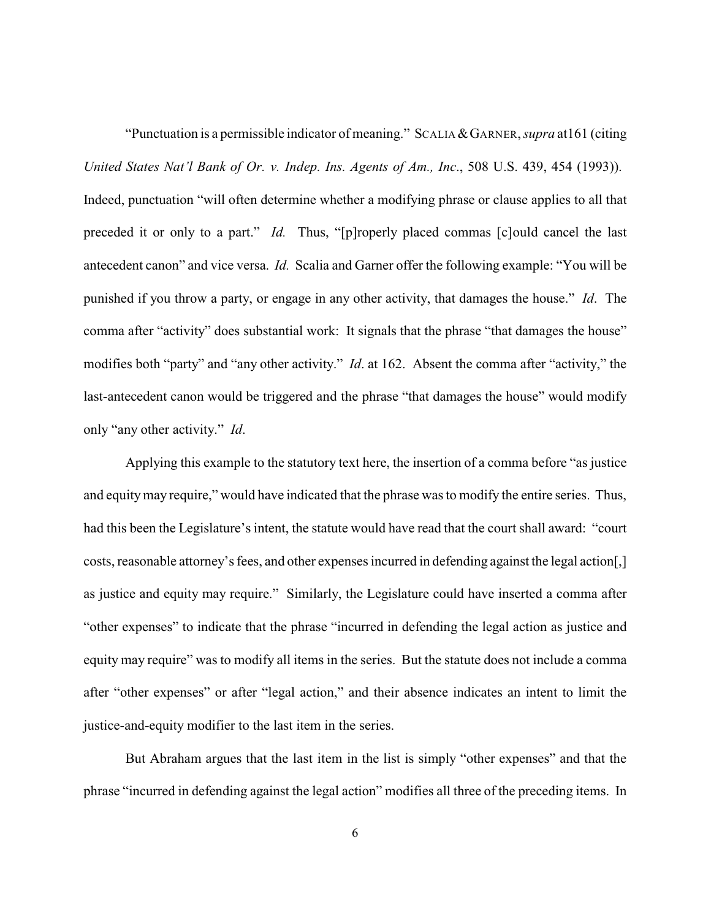"Punctuation is a permissible indicator of meaning." SCALIA & GARNER, *supra* at161 (citing *United States Nat'l Bank of Or. v. Indep. Ins. Agents of Am., Inc*., 508 U.S. 439, 454 (1993)). Indeed, punctuation "will often determine whether a modifying phrase or clause applies to all that preceded it or only to a part." *Id.* Thus, "[p]roperly placed commas [c]ould cancel the last antecedent canon" and vice versa. *Id.* Scalia and Garner offer the following example: "You will be punished if you throw a party, or engage in any other activity, that damages the house." *Id*. The comma after "activity" does substantial work: It signals that the phrase "that damages the house" modifies both "party" and "any other activity." *Id*. at 162. Absent the comma after "activity," the last-antecedent canon would be triggered and the phrase "that damages the house" would modify only "any other activity." *Id*.

Applying this example to the statutory text here, the insertion of a comma before "as justice and equity may require," would have indicated that the phrase was to modify the entire series. Thus, had this been the Legislature's intent, the statute would have read that the court shall award: "court costs, reasonable attorney's fees, and other expenses incurred in defending against the legal action[,] as justice and equity may require." Similarly, the Legislature could have inserted a comma after "other expenses" to indicate that the phrase "incurred in defending the legal action as justice and equity may require" was to modify all items in the series. But the statute does not include a comma after "other expenses" or after "legal action," and their absence indicates an intent to limit the justice-and-equity modifier to the last item in the series.

But Abraham argues that the last item in the list is simply "other expenses" and that the phrase "incurred in defending against the legal action" modifies all three of the preceding items. In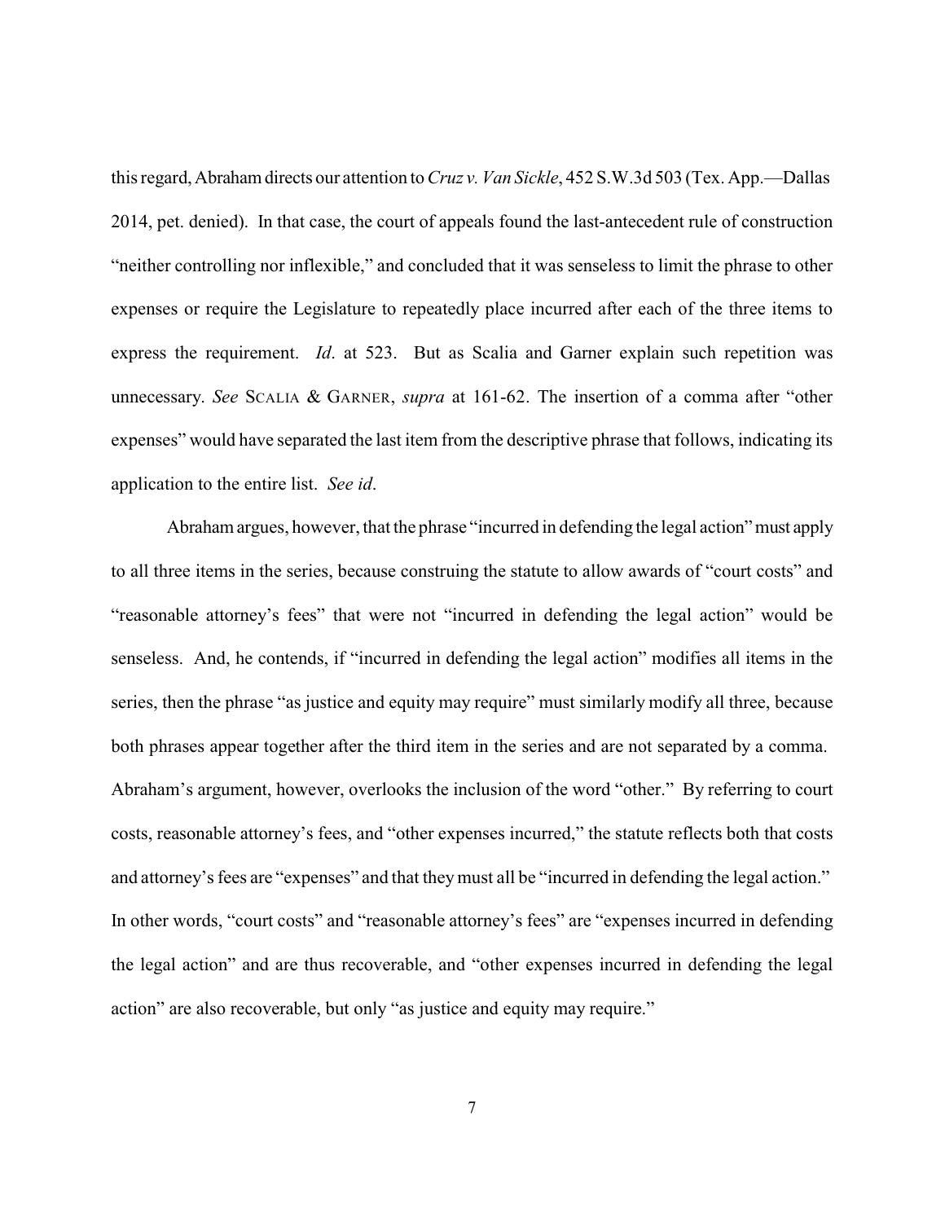this regard, Abraham directs our attention to *Cruz v. Van Sickle*, 452 S.W.3d 503 (Tex. App.—Dallas 2014, pet. denied). In that case, the court of appeals found the last-antecedent rule of construction "neither controlling nor inflexible," and concluded that it was senseless to limit the phrase to other expenses or require the Legislature to repeatedly place incurred after each of the three items to express the requirement. *Id*. at 523. But as Scalia and Garner explain such repetition was unnecessary. *See* SCALIA & GARNER, *supra* at 161-62. The insertion of a comma after "other expenses" would have separated the last item from the descriptive phrase that follows, indicating its application to the entire list. *See id*.

Abraham argues, however, that the phrase "incurred in defending the legal action" must apply to all three items in the series, because construing the statute to allow awards of "court costs" and "reasonable attorney's fees" that were not "incurred in defending the legal action" would be senseless. And, he contends, if "incurred in defending the legal action" modifies all items in the series, then the phrase "as justice and equity may require" must similarly modify all three, because both phrases appear together after the third item in the series and are not separated by a comma. Abraham's argument, however, overlooks the inclusion of the word "other." By referring to court costs, reasonable attorney's fees, and "other expenses incurred," the statute reflects both that costs and attorney's fees are "expenses" and that they must all be "incurred in defending the legal action." In other words, "court costs" and "reasonable attorney's fees" are "expenses incurred in defending the legal action" and are thus recoverable, and "other expenses incurred in defending the legal action" are also recoverable, but only "as justice and equity may require."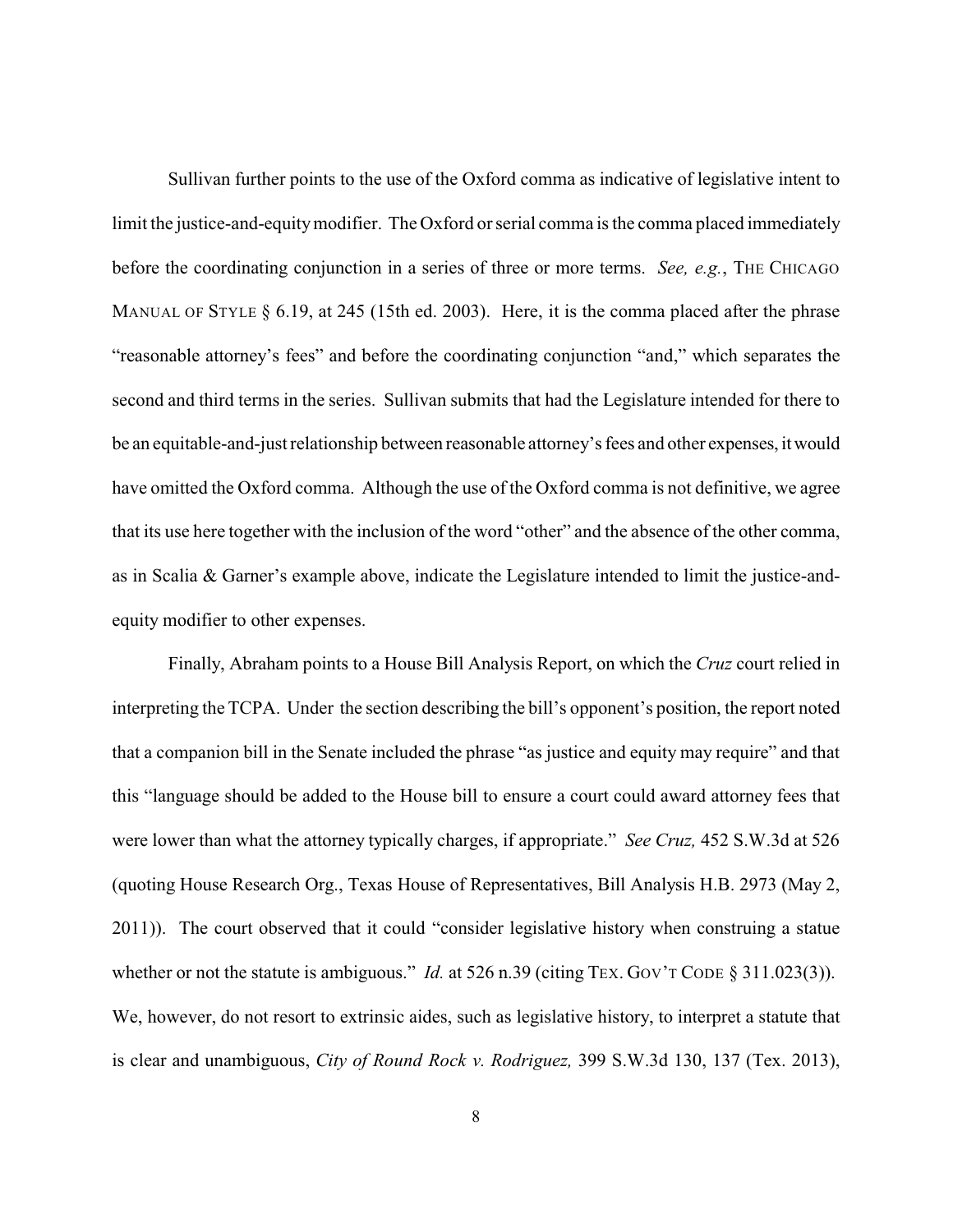Sullivan further points to the use of the Oxford comma as indicative of legislative intent to limit the justice-and-equity modifier. The Oxford or serial comma is the comma placed immediately before the coordinating conjunction in a series of three or more terms. *See, e.g.*, THE CHICAGO MANUAL OF STYLE § 6.19, at 245 (15th ed. 2003). Here, it is the comma placed after the phrase "reasonable attorney's fees" and before the coordinating conjunction "and," which separates the second and third terms in the series. Sullivan submits that had the Legislature intended for there to be an equitable-and-just relationship between reasonable attorney's fees and other expenses, it would have omitted the Oxford comma. Although the use of the Oxford comma is not definitive, we agree that its use here together with the inclusion of the word "other" and the absence of the other comma, as in Scalia & Garner's example above, indicate the Legislature intended to limit the justice-and-equity modifier to other expenses.

Finally, Abraham points to a House Bill Analysis Report, on which the *Cruz* court relied in interpreting the TCPA. Under the section describing the bill's opponent's position, the report noted that a companion bill in the Senate included the phrase "as justice and equity may require" and that this "language should be added to the House bill to ensure a court could award attorney fees that were lower than what the attorney typically charges, if appropriate." *See Cruz,* 452 S.W.3d at 526 (quoting House Research Org., Texas House of Representatives, Bill Analysis H.B. 2973 (May 2, 2011)). The court observed that it could "consider legislative history when construing a statue whether or not the statute is ambiguous." *Id.* at 526 n.39 (citing TEX. GOV'T CODE § 311.023(3)). We, however, do not resort to extrinsic aides, such as legislative history, to interpret a statute that is clear and unambiguous, *City of Round Rock v. Rodriguez,* 399 S.W.3d 130, 137 (Tex. 2013),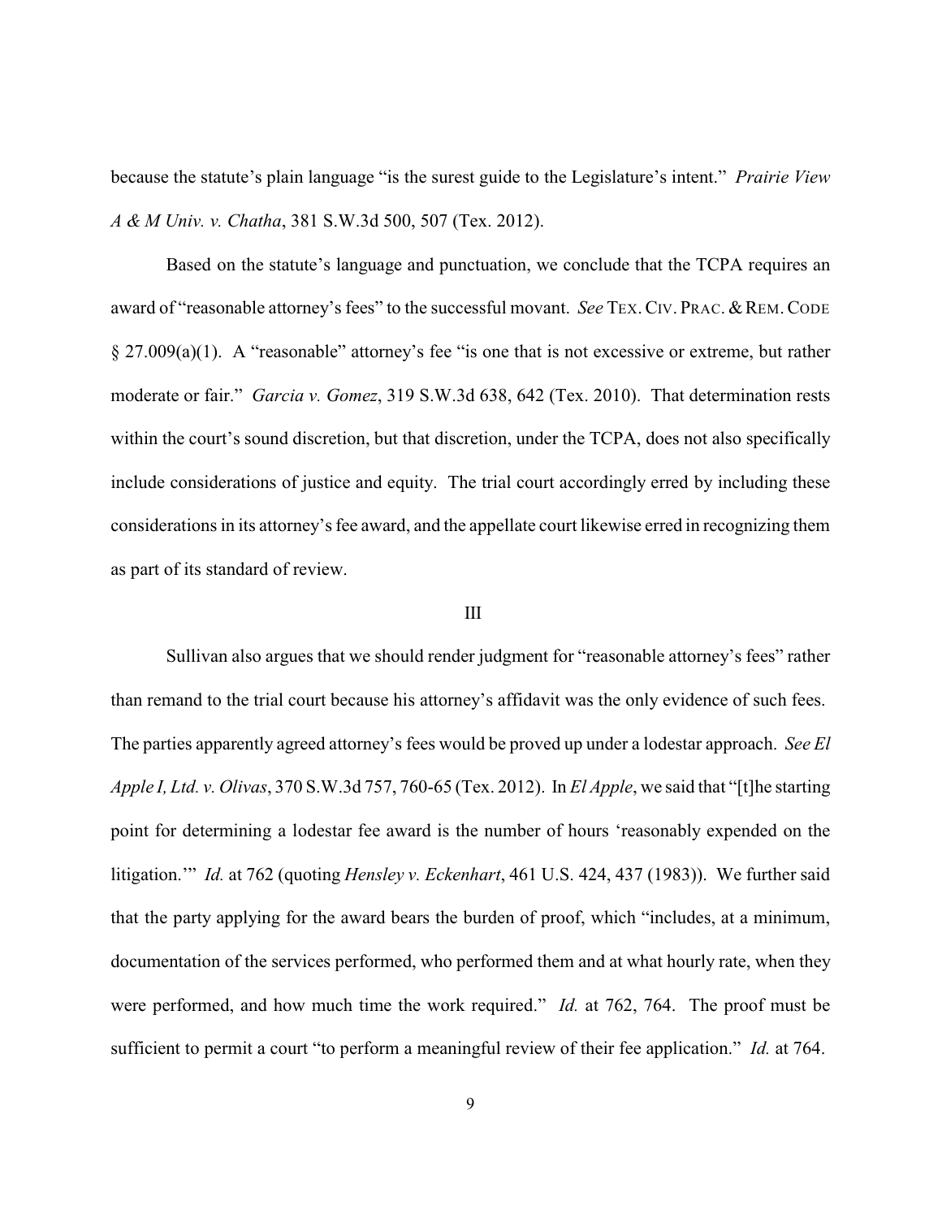because the statute's plain language "is the surest guide to the Legislature's intent." *Prairie View A & M Univ. v. Chatha*, 381 S.W.3d 500, 507 (Tex. 2012).

Based on the statute's language and punctuation, we conclude that the TCPA requires an award of "reasonable attorney's fees" to the successful movant. *See* TEX. CIV. PRAC. & REM. CODE § 27.009(a)(1). A "reasonable" attorney's fee "is one that is not excessive or extreme, but rather moderate or fair." *Garcia v. Gomez*, 319 S.W.3d 638, 642 (Tex. 2010). That determination rests within the court's sound discretion, but that discretion, under the TCPA, does not also specifically include considerations of justice and equity. The trial court accordingly erred by including these considerations in its attorney's fee award, and the appellate court likewise erred in recognizing them as part of its standard of review.

## III

Sullivan also argues that we should render judgment for "reasonable attorney's fees" rather than remand to the trial court because his attorney's affidavit was the only evidence of such fees. The parties apparently agreed attorney's fees would be proved up under a lodestar approach. *See El Apple I, Ltd. v. Olivas*, 370 S.W.3d 757, 760-65 (Tex. 2012). In *El Apple*, we said that "[t]he starting point for determining a lodestar fee award is the number of hours 'reasonably expended on the litigation.'" *Id.* at 762 (quoting *Hensley v. Eckenhart*, 461 U.S. 424, 437 (1983)). We further said that the party applying for the award bears the burden of proof, which "includes, at a minimum, documentation of the services performed, who performed them and at what hourly rate, when they were performed, and how much time the work required." *Id.* at 762, 764. The proof must be sufficient to permit a court "to perform a meaningful review of their fee application." *Id.* at 764.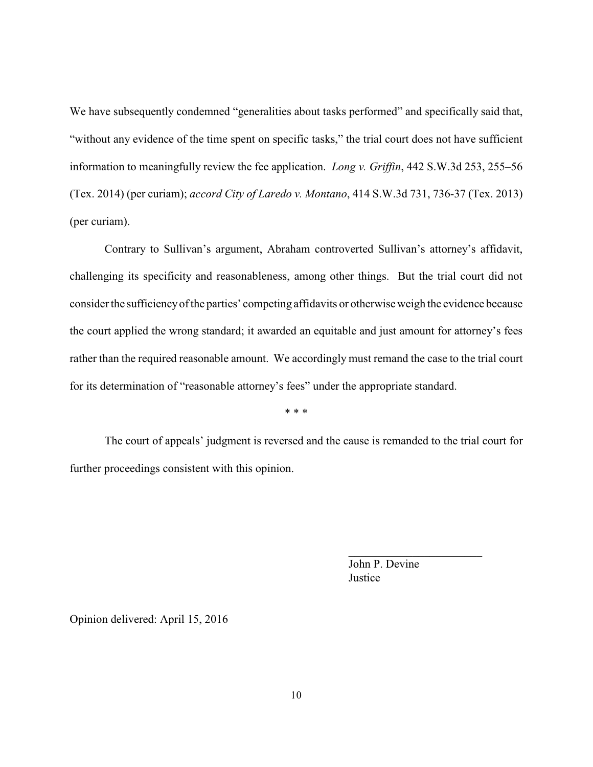We have subsequently condemned "generalities about tasks performed" and specifically said that, "without any evidence of the time spent on specific tasks," the trial court does not have sufficient information to meaningfully review the fee application. *Long v. Griffin*, 442 S.W.3d 253, 255–56 (Tex. 2014) (per curiam); *accord City of Laredo v. Montano*, 414 S.W.3d 731, 736-37 (Tex. 2013) (per curiam).

Contrary to Sullivan's argument, Abraham controverted Sullivan's attorney's affidavit, challenging its specificity and reasonableness, among other things. But the trial court did not consider the sufficiency of the parties' competing affidavits or otherwise weigh the evidence because the court applied the wrong standard; it awarded an equitable and just amount for attorney's fees rather than the required reasonable amount. We accordingly must remand the case to the trial court for its determination of "reasonable attorney's fees" under the appropriate standard.

\* \* \*

The court of appeals' judgment is reversed and the cause is remanded to the trial court for further proceedings consistent with this opinion.

______________________
John P. Devine
Justice

Opinion delivered: April 15, 2016